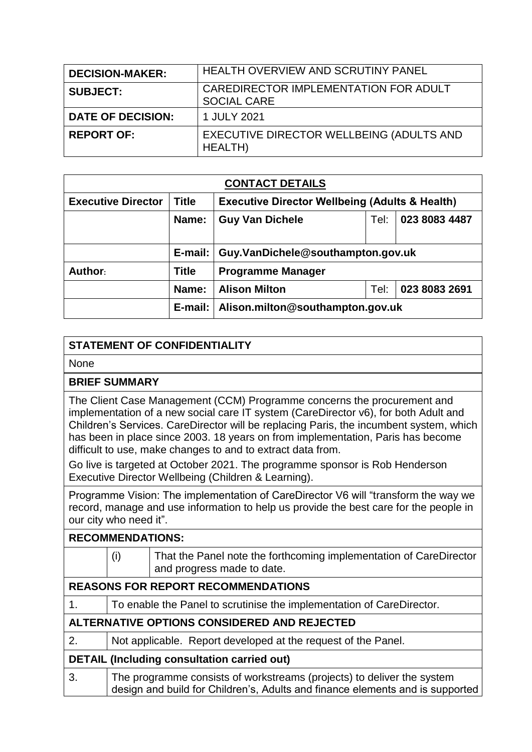| DECISION-MAKER: | HEALTH OVERVIEW AND SCRUTINY PANEL |
|---|---|
| SUBJECT: | CAREDIRECTOR IMPLEMENTATION FOR ADULT SOCIAL CARE |
| DATE OF DECISION: | 1 JULY 2021 |
| REPORT OF: | EXECUTIVE DIRECTOR WELLBEING (ADULTS AND HEALTH) |

| CONTACT DETAILS | | | | |
|---|---|---|---|---|
| **Executive Director** | **Title** | **Executive Director Wellbeing (Adults & Health)** | | |
| | **Name:** | **Guy Van Dichele** | Tel: | **023 8083 4487** |
| | **E-mail:** | **Guy.VanDichele@southampton.gov.uk** | | |
| **Author:** | **Title** | **Programme Manager** | | |
| | **Name:** | **Alison Milton** | Tel: | **023 8083 2691** |
| | **E-mail:** | **Alison.milton@southampton.gov.uk** | | |

**STATEMENT OF CONFIDENTIALITY**

None

**BRIEF SUMMARY**

The Client Case Management (CCM) Programme concerns the procurement and implementation of a new social care IT system (CareDirector v6), for both Adult and Children's Services. CareDirector will be replacing Paris, the incumbent system, which has been in place since 2003. 18 years on from implementation, Paris has become difficult to use, make changes to and to extract data from.

Go live is targeted at October 2021. The programme sponsor is Rob Henderson Executive Director Wellbeing (Children & Learning).

Programme Vision: The implementation of CareDirector V6 will "transform the way we record, manage and use information to help us provide the best care for the people in our city who need it".

**RECOMMENDATIONS:**

| | | |
|---|---|---|
| | (i) | That the Panel note the forthcoming implementation of CareDirector and progress made to date. |

**REASONS FOR REPORT RECOMMENDATIONS**

1. To enable the Panel to scrutinise the implementation of CareDirector.

**ALTERNATIVE OPTIONS CONSIDERED AND REJECTED**

2. Not applicable. Report developed at the request of the Panel.

**DETAIL (Including consultation carried out)**

3. The programme consists of workstreams (projects) to deliver the system design and build for Children's, Adults and finance elements and is supported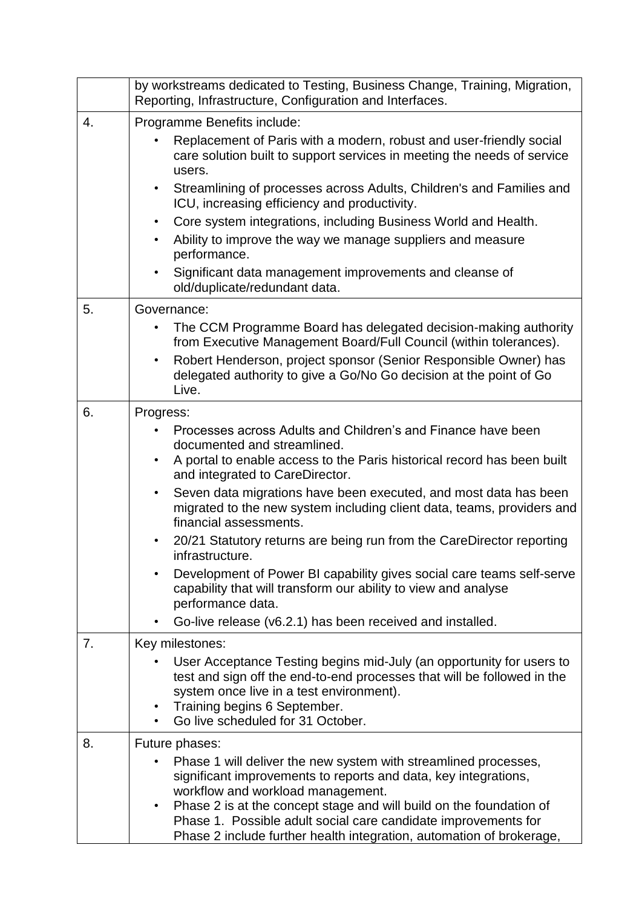| | |
|---|---|
| | by workstreams dedicated to Testing, Business Change, Training, Migration, Reporting, Infrastructure, Configuration and Interfaces. |
| 4. | Programme Benefits include:<br>• Replacement of Paris with a modern, robust and user-friendly social care solution built to support services in meeting the needs of service users.<br>• Streamlining of processes across Adults, Children's and Families and ICU, increasing efficiency and productivity.<br>• Core system integrations, including Business World and Health.<br>• Ability to improve the way we manage suppliers and measure performance.<br>• Significant data management improvements and cleanse of old/duplicate/redundant data. |
| 5. | Governance:<br>• The CCM Programme Board has delegated decision-making authority from Executive Management Board/Full Council (within tolerances).<br>• Robert Henderson, project sponsor (Senior Responsible Owner) has delegated authority to give a Go/No Go decision at the point of Go Live. |
| 6. | Progress:<br>• Processes across Adults and Children's and Finance have been documented and streamlined.<br>• A portal to enable access to the Paris historical record has been built and integrated to CareDirector.<br>• Seven data migrations have been executed, and most data has been migrated to the new system including client data, teams, providers and financial assessments.<br>• 20/21 Statutory returns are being run from the CareDirector reporting infrastructure.<br>• Development of Power BI capability gives social care teams self-serve capability that will transform our ability to view and analyse performance data.<br>• Go-live release (v6.2.1) has been received and installed. |
| 7. | Key milestones:<br>• User Acceptance Testing begins mid-July (an opportunity for users to test and sign off the end-to-end processes that will be followed in the system once live in a test environment).<br>• Training begins 6 September.<br>• Go live scheduled for 31 October. |
| 8. | Future phases:<br>• Phase 1 will deliver the new system with streamlined processes, significant improvements to reports and data, key integrations, workflow and workload management.<br>• Phase 2 is at the concept stage and will build on the foundation of Phase 1. Possible adult social care candidate improvements for Phase 2 include further health integration, automation of brokerage, |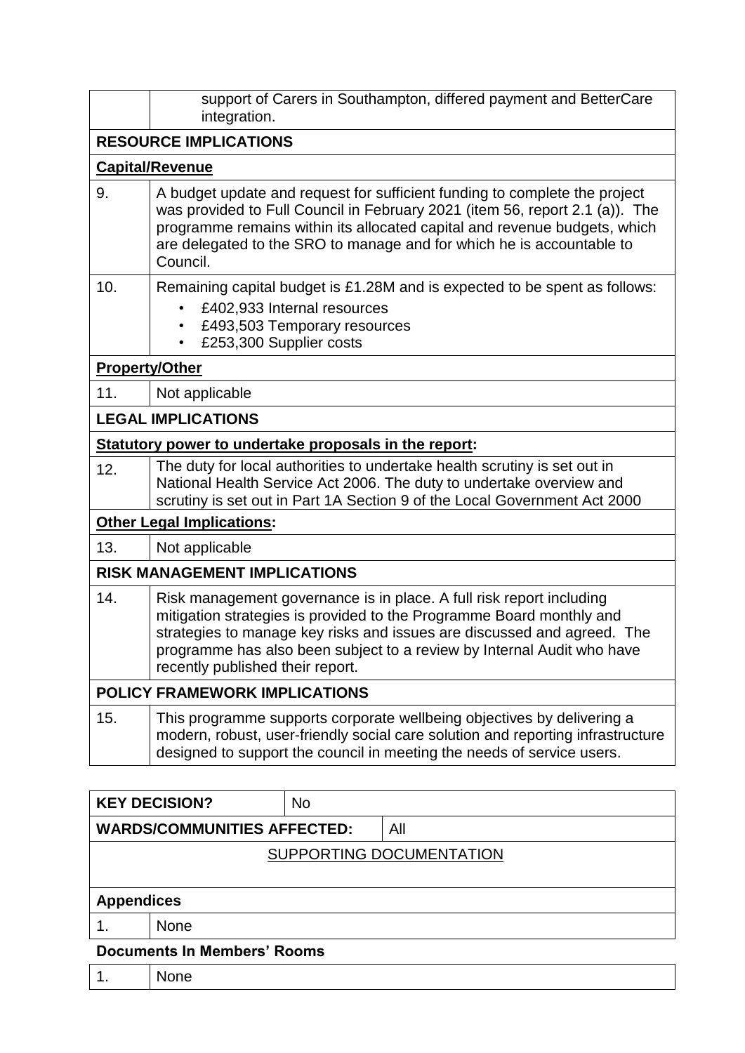| | |
|---|---|
| | support of Carers in Southampton, differed payment and BetterCare integration. |
| **RESOURCE IMPLICATIONS** | |
| **Capital/Revenue** | |
| 9. | A budget update and request for sufficient funding to complete the project was provided to Full Council in February 2021 (item 56, report 2.1 (a)). The programme remains within its allocated capital and revenue budgets, which are delegated to the SRO to manage and for which he is accountable to Council. |
| 10. | Remaining capital budget is £1.28M and is expected to be spent as follows:<br>• £402,933 Internal resources<br>• £493,503 Temporary resources<br>• £253,300 Supplier costs |
| **Property/Other** | |
| 11. | Not applicable |
| **LEGAL IMPLICATIONS** | |
| **Statutory power to undertake proposals in the report:** | |
| 12. | The duty for local authorities to undertake health scrutiny is set out in National Health Service Act 2006. The duty to undertake overview and scrutiny is set out in Part 1A Section 9 of the Local Government Act 2000 |
| **Other Legal Implications:** | |
| 13. | Not applicable |
| **RISK MANAGEMENT IMPLICATIONS** | |
| 14. | Risk management governance is in place. A full risk report including mitigation strategies is provided to the Programme Board monthly and strategies to manage key risks and issues are discussed and agreed. The programme has also been subject to a review by Internal Audit who have recently published their report. |
| **POLICY FRAMEWORK IMPLICATIONS** | |
| 15. | This programme supports corporate wellbeing objectives by delivering a modern, robust, user-friendly social care solution and reporting infrastructure designed to support the council in meeting the needs of service users. |

| | | |
|---|---|---|
| **KEY DECISION?** | No | |
| **WARDS/COMMUNITIES AFFECTED:** | | All |
| SUPPORTING DOCUMENTATION | | |
| **Appendices** | | |
| 1. | None | |

**Documents In Members' Rooms**

| | |
|---|---|
| 1. | None |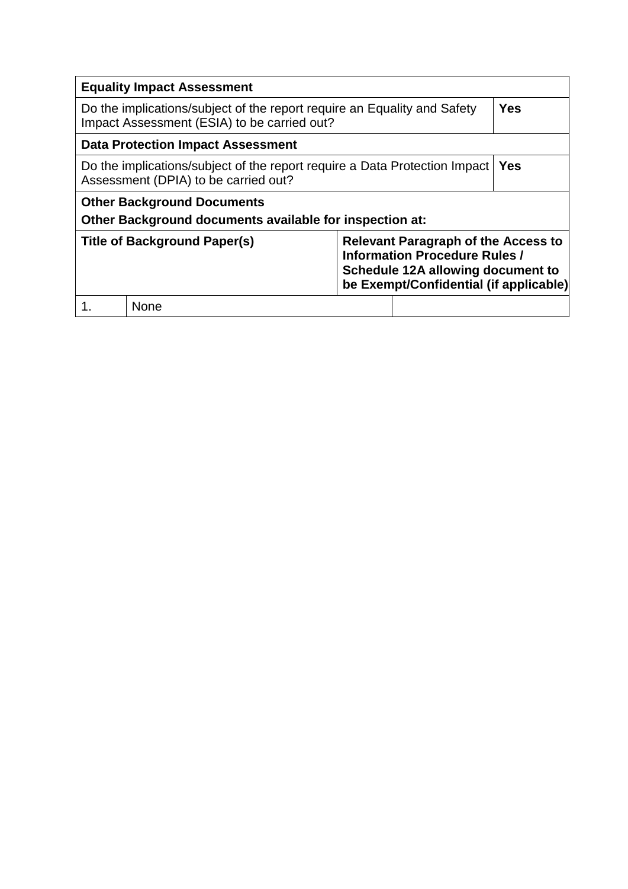| | |
|---|---|
| **Equality Impact Assessment** | |
| Do the implications/subject of the report require an Equality and Safety Impact Assessment (ESIA) to be carried out? | **Yes** |
| **Data Protection Impact Assessment** | |
| Do the implications/subject of the report require a Data Protection Impact Assessment (DPIA) to be carried out? | **Yes** |

**Other Background Documents**

**Other Background documents available for inspection at:**

| **Title of Background Paper(s)** | | **Relevant Paragraph of the Access to Information Procedure Rules / Schedule 12A allowing document to be Exempt/Confidential (if applicable)** |
|---|---|---|
| 1. | None | |